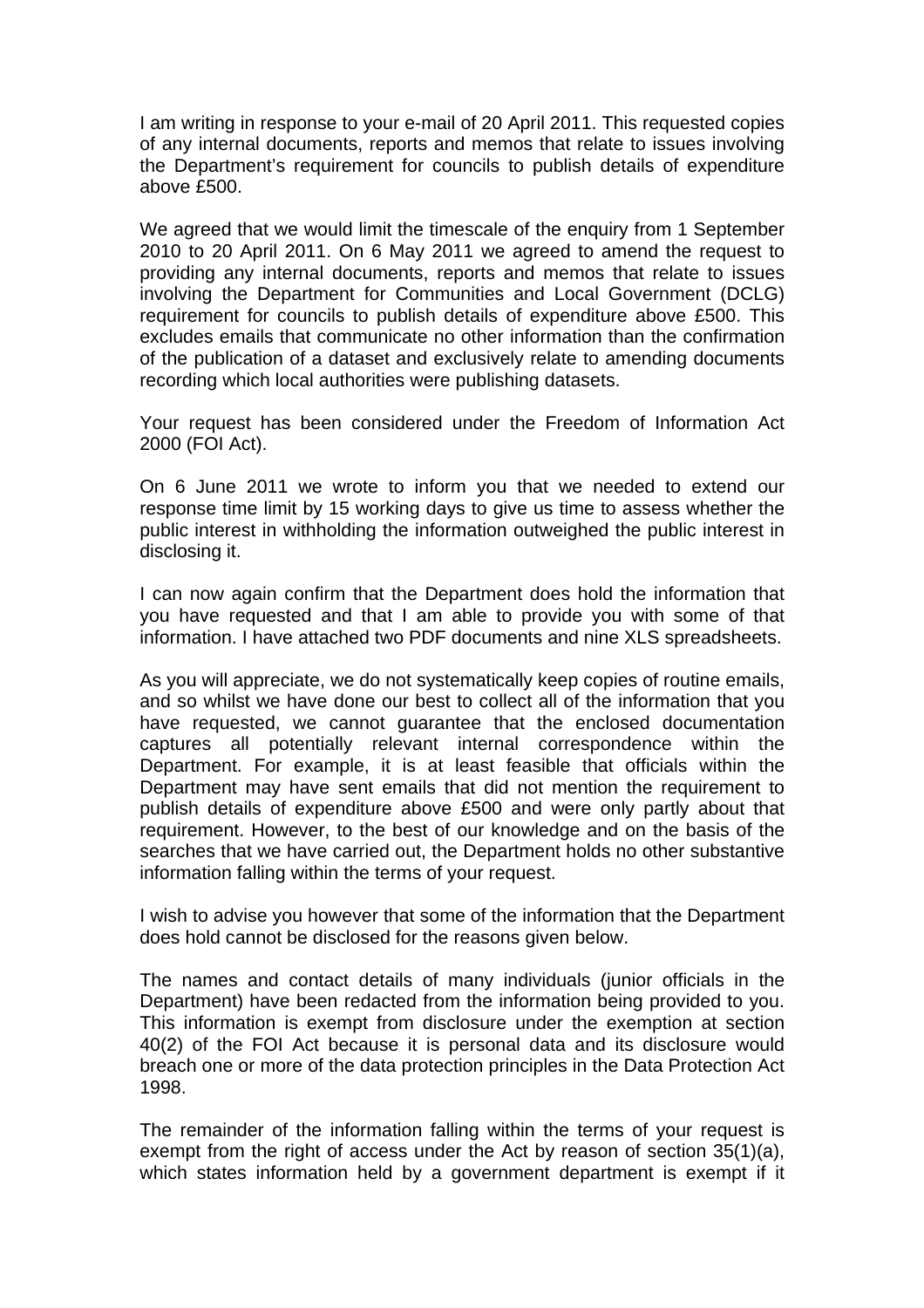I am writing in response to your e-mail of 20 April 2011. This requested copies of any internal documents, reports and memos that relate to issues involving the Department's requirement for councils to publish details of expenditure above £500.

We agreed that we would limit the timescale of the enquiry from 1 September 2010 to 20 April 2011. On 6 May 2011 we agreed to amend the request to providing any internal documents, reports and memos that relate to issues involving the Department for Communities and Local Government (DCLG) requirement for councils to publish details of expenditure above £500. This excludes emails that communicate no other information than the confirmation of the publication of a dataset and exclusively relate to amending documents recording which local authorities were publishing datasets.

Your request has been considered under the Freedom of Information Act 2000 (FOI Act).

On 6 June 2011 we wrote to inform you that we needed to extend our response time limit by 15 working days to give us time to assess whether the public interest in withholding the information outweighed the public interest in disclosing it.

I can now again confirm that the Department does hold the information that you have requested and that I am able to provide you with some of that information. I have attached two PDF documents and nine XLS spreadsheets.

As you will appreciate, we do not systematically keep copies of routine emails, and so whilst we have done our best to collect all of the information that you have requested, we cannot guarantee that the enclosed documentation captures all potentially relevant internal correspondence within the Department. For example, it is at least feasible that officials within the Department may have sent emails that did not mention the requirement to publish details of expenditure above £500 and were only partly about that requirement. However, to the best of our knowledge and on the basis of the searches that we have carried out, the Department holds no other substantive information falling within the terms of your request.

I wish to advise you however that some of the information that the Department does hold cannot be disclosed for the reasons given below.

The names and contact details of many individuals (junior officials in the Department) have been redacted from the information being provided to you. This information is exempt from disclosure under the exemption at section 40(2) of the FOI Act because it is personal data and its disclosure would breach one or more of the data protection principles in the Data Protection Act 1998.

The remainder of the information falling within the terms of your request is exempt from the right of access under the Act by reason of section 35(1)(a), which states information held by a government department is exempt if it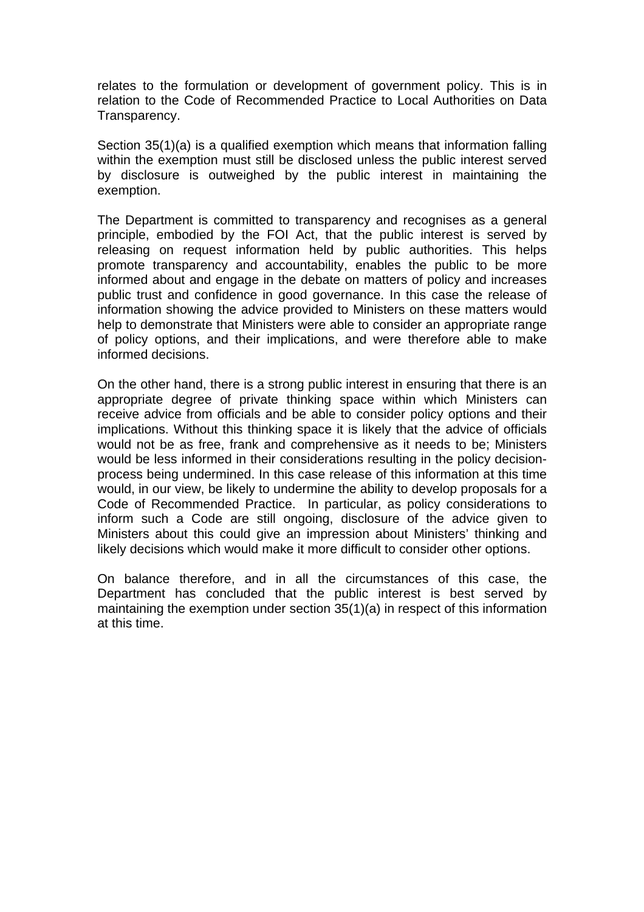relates to the formulation or development of government policy. This is in relation to the Code of Recommended Practice to Local Authorities on Data Transparency.

Section 35(1)(a) is a qualified exemption which means that information falling within the exemption must still be disclosed unless the public interest served by disclosure is outweighed by the public interest in maintaining the exemption.

The Department is committed to transparency and recognises as a general principle, embodied by the FOI Act, that the public interest is served by releasing on request information held by public authorities. This helps promote transparency and accountability, enables the public to be more informed about and engage in the debate on matters of policy and increases public trust and confidence in good governance. In this case the release of information showing the advice provided to Ministers on these matters would help to demonstrate that Ministers were able to consider an appropriate range of policy options, and their implications, and were therefore able to make informed decisions.

On the other hand, there is a strong public interest in ensuring that there is an appropriate degree of private thinking space within which Ministers can receive advice from officials and be able to consider policy options and their implications. Without this thinking space it is likely that the advice of officials would not be as free, frank and comprehensive as it needs to be; Ministers would be less informed in their considerations resulting in the policy decision-process being undermined. In this case release of this information at this time would, in our view, be likely to undermine the ability to develop proposals for a Code of Recommended Practice. In particular, as policy considerations to inform such a Code are still ongoing, disclosure of the advice given to Ministers about this could give an impression about Ministers' thinking and likely decisions which would make it more difficult to consider other options.

On balance therefore, and in all the circumstances of this case, the Department has concluded that the public interest is best served by maintaining the exemption under section 35(1)(a) in respect of this information at this time.